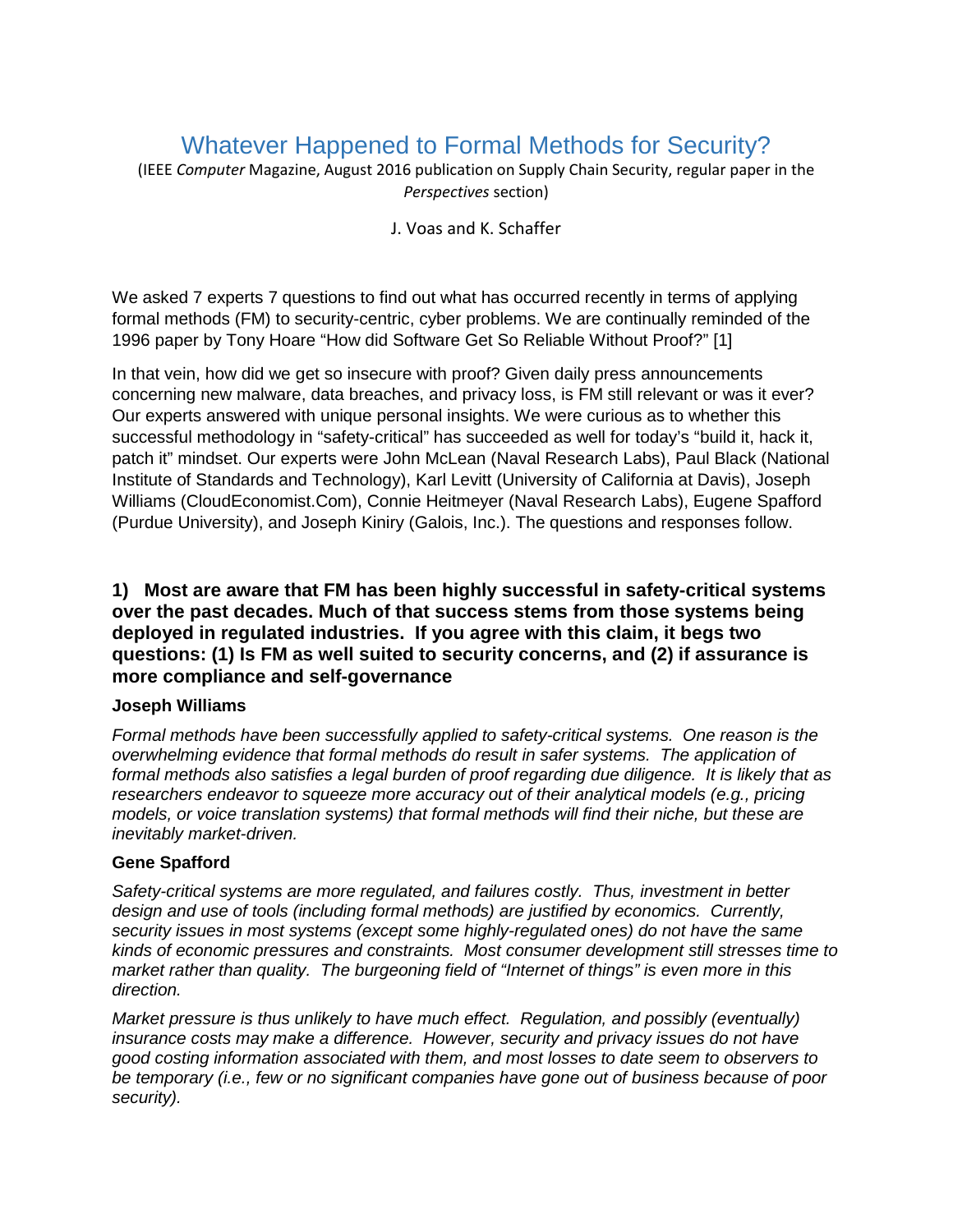# Whatever Happened to Formal Methods for Security?

(IEEE *Computer* Magazine, August 2016 publication on Supply Chain Security, regular paper in the *Perspectives* section)

J. Voas and K. Schaffer

We asked 7 experts 7 questions to find out what has occurred recently in terms of applying formal methods (FM) to security-centric, cyber problems. We are continually reminded of the 1996 paper by Tony Hoare "How did Software Get So Reliable Without Proof?" [1]

In that vein, how did we get so insecure with proof? Given daily press announcements concerning new malware, data breaches, and privacy loss, is FM still relevant or was it ever? Our experts answered with unique personal insights. We were curious as to whether this successful methodology in "safety-critical" has succeeded as well for today's "build it, hack it, patch it" mindset. Our experts were John McLean (Naval Research Labs), Paul Black (National Institute of Standards and Technology), Karl Levitt (University of California at Davis), Joseph Williams (CloudEconomist.Com), Connie Heitmeyer (Naval Research Labs), Eugene Spafford (Purdue University), and Joseph Kiniry (Galois, Inc.). The questions and responses follow.

### 1) Most are aware that FM has been highly successful in safety-critical systems over the past decades. Much of that success stems from those systems being deployed in regulated industries. If you agree with this claim, it begs two questions: (1) Is FM as well suited to security concerns, and (2) if assurance is more compliance and self-governance

#### Joseph Williams

*Formal methods have been successfully applied to safety-critical systems. One reason is the overwhelming evidence that formal methods do result in safer systems. The application of formal methods also satisfies a legal burden of proof regarding due diligence. It is likely that as researchers endeavor to squeeze more accuracy out of their analytical models (e.g., pricing models, or voice translation systems) that formal methods will find their niche, but these are inevitably market-driven.*

#### Gene Spafford

*Safety-critical systems are more regulated, and failures costly. Thus, investment in better design and use of tools (including formal methods) are justified by economics. Currently, security issues in most systems (except some highly-regulated ones) do not have the same kinds of economic pressures and constraints. Most consumer development still stresses time to market rather than quality. The burgeoning field of "Internet of things" is even more in this direction.*

*Market pressure is thus unlikely to have much effect. Regulation, and possibly (eventually) insurance costs may make a difference. However, security and privacy issues do not have good costing information associated with them, and most losses to date seem to observers to be temporary (i.e., few or no significant companies have gone out of business because of poor security).*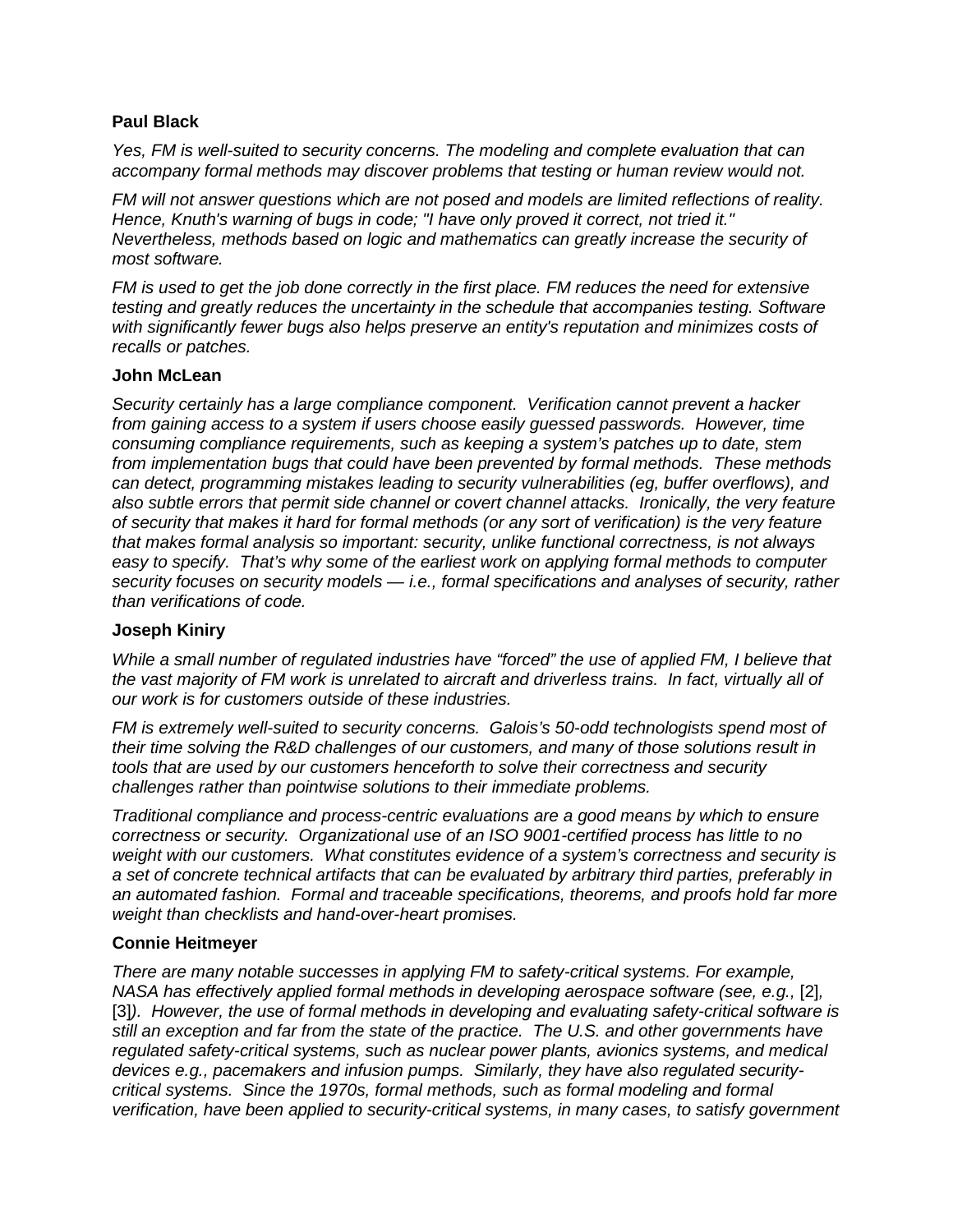**Paul Black**

*Yes, FM is well-suited to security concerns. The modeling and complete evaluation that can accompany formal methods may discover problems that testing or human review would not.*

*FM will not answer questions which are not posed and models are limited reflections of reality. Hence, Knuth's warning of bugs in code; "I have only proved it correct, not tried it." Nevertheless, methods based on logic and mathematics can greatly increase the security of most software.*

*FM is used to get the job done correctly in the first place. FM reduces the need for extensive testing and greatly reduces the uncertainty in the schedule that accompanies testing. Software with significantly fewer bugs also helps preserve an entity's reputation and minimizes costs of recalls or patches.*

**John McLean**

*Security certainly has a large compliance component. Verification cannot prevent a hacker from gaining access to a system if users choose easily guessed passwords. However, time consuming compliance requirements, such as keeping a system's patches up to date, stem from implementation bugs that could have been prevented by formal methods. These methods can detect, programming mistakes leading to security vulnerabilities (eg, buffer overflows), and also subtle errors that permit side channel or covert channel attacks. Ironically, the very feature of security that makes it hard for formal methods (or any sort of verification) is the very feature that makes formal analysis so important: security, unlike functional correctness, is not always easy to specify. That's why some of the earliest work on applying formal methods to computer security focuses on security models — i.e., formal specifications and analyses of security, rather than verifications of code.*

**Joseph Kiniry**

*While a small number of regulated industries have "forced" the use of applied FM, I believe that the vast majority of FM work is unrelated to aircraft and driverless trains. In fact, virtually all of our work is for customers outside of these industries.*

*FM is extremely well-suited to security concerns. Galois's 50-odd technologists spend most of their time solving the R&D challenges of our customers, and many of those solutions result in tools that are used by our customers henceforth to solve their correctness and security challenges rather than pointwise solutions to their immediate problems.*

*Traditional compliance and process-centric evaluations are a good means by which to ensure correctness or security. Organizational use of an ISO 9001-certified process has little to no weight with our customers. What constitutes evidence of a system's correctness and security is a set of concrete technical artifacts that can be evaluated by arbitrary third parties, preferably in an automated fashion. Formal and traceable specifications, theorems, and proofs hold far more weight than checklists and hand-over-heart promises.*

**Connie Heitmeyer**

*There are many notable successes in applying FM to safety-critical systems. For example, NASA has effectively applied formal methods in developing aerospace software (see, e.g.,* [2]*,* [3]*). However, the use of formal methods in developing and evaluating safety-critical software is still an exception and far from the state of the practice. The U.S. and other governments have regulated safety-critical systems, such as nuclear power plants, avionics systems, and medical devices e.g., pacemakers and infusion pumps. Similarly, they have also regulated security-critical systems. Since the 1970s, formal methods, such as formal modeling and formal verification, have been applied to security-critical systems, in many cases, to satisfy government*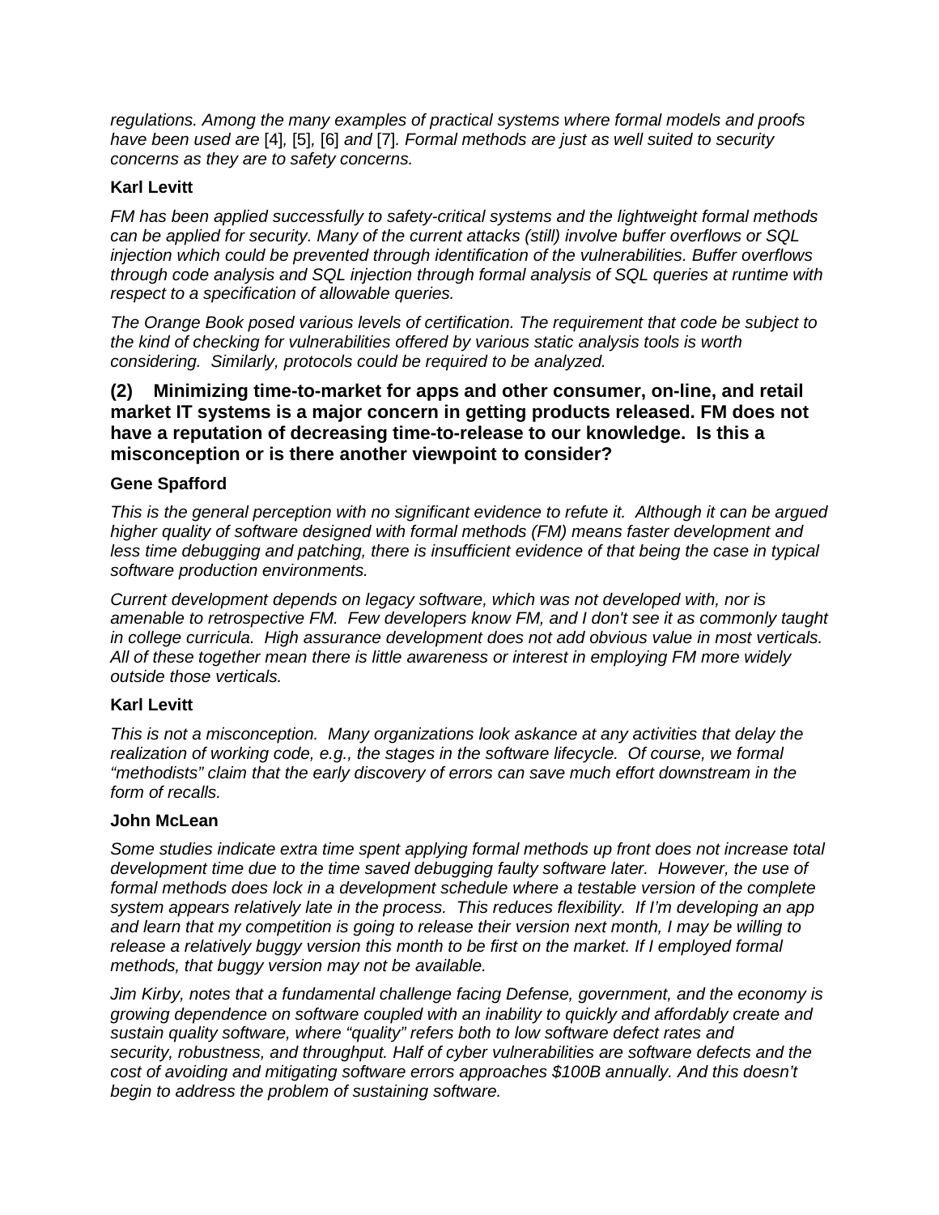*regulations. Among the many examples of practical systems where formal models and proofs have been used are* [4]*,* [5]*,* [6] *and* [7]*. Formal methods are just as well suited to security concerns as they are to safety concerns.*

**Karl Levitt**

*FM has been applied successfully to safety-critical systems and the lightweight formal methods can be applied for security. Many of the current attacks (still) involve buffer overflows or SQL injection which could be prevented through identification of the vulnerabilities. Buffer overflows through code analysis and SQL injection through formal analysis of SQL queries at runtime with respect to a specification of allowable queries.*

*The Orange Book posed various levels of certification. The requirement that code be subject to the kind of checking for vulnerabilities offered by various static analysis tools is worth considering. Similarly, protocols could be required to be analyzed.*

### (2) Minimizing time-to-market for apps and other consumer, on-line, and retail market IT systems is a major concern in getting products released. FM does not have a reputation of decreasing time-to-release to our knowledge. Is this a misconception or is there another viewpoint to consider?

**Gene Spafford**

*This is the general perception with no significant evidence to refute it. Although it can be argued higher quality of software designed with formal methods (FM) means faster development and less time debugging and patching, there is insufficient evidence of that being the case in typical software production environments.*

*Current development depends on legacy software, which was not developed with, nor is amenable to retrospective FM. Few developers know FM, and I don't see it as commonly taught in college curricula. High assurance development does not add obvious value in most verticals. All of these together mean there is little awareness or interest in employing FM more widely outside those verticals.*

**Karl Levitt**

*This is not a misconception. Many organizations look askance at any activities that delay the realization of working code, e.g., the stages in the software lifecycle. Of course, we formal "methodists" claim that the early discovery of errors can save much effort downstream in the form of recalls.*

**John McLean**

*Some studies indicate extra time spent applying formal methods up front does not increase total development time due to the time saved debugging faulty software later. However, the use of formal methods does lock in a development schedule where a testable version of the complete system appears relatively late in the process. This reduces flexibility. If I'm developing an app and learn that my competition is going to release their version next month, I may be willing to release a relatively buggy version this month to be first on the market. If I employed formal methods, that buggy version may not be available.*

*Jim Kirby, notes that a fundamental challenge facing Defense, government, and the economy is growing dependence on software coupled with an inability to quickly and affordably create and sustain quality software, where "quality" refers both to low software defect rates and security, robustness, and throughput. Half of cyber vulnerabilities are software defects and the cost of avoiding and mitigating software errors approaches $100B annually. And this doesn't begin to address the problem of sustaining software.*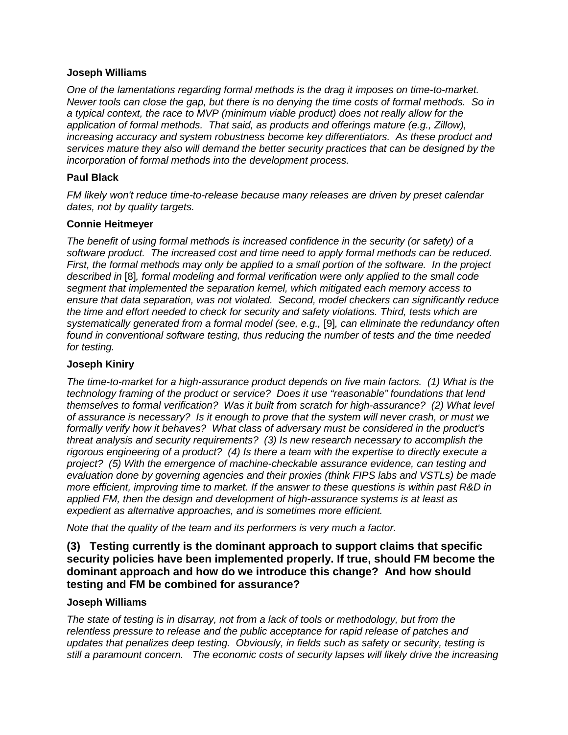**Joseph Williams**

*One of the lamentations regarding formal methods is the drag it imposes on time-to-market. Newer tools can close the gap, but there is no denying the time costs of formal methods. So in a typical context, the race to MVP (minimum viable product) does not really allow for the application of formal methods. That said, as products and offerings mature (e.g., Zillow), increasing accuracy and system robustness become key differentiators. As these product and services mature they also will demand the better security practices that can be designed by the incorporation of formal methods into the development process.*

**Paul Black**

*FM likely won't reduce time-to-release because many releases are driven by preset calendar dates, not by quality targets.*

**Connie Heitmeyer**

*The benefit of using formal methods is increased confidence in the security (or safety) of a software product. The increased cost and time need to apply formal methods can be reduced. First, the formal methods may only be applied to a small portion of the software. In the project described in* [8]*, formal modeling and formal verification were only applied to the small code segment that implemented the separation kernel, which mitigated each memory access to ensure that data separation, was not violated. Second, model checkers can significantly reduce the time and effort needed to check for security and safety violations. Third, tests which are systematically generated from a formal model (see, e.g.,* [9]*, can eliminate the redundancy often found in conventional software testing, thus reducing the number of tests and the time needed for testing.*

**Joseph Kiniry**

*The time-to-market for a high-assurance product depends on five main factors. (1) What is the technology framing of the product or service? Does it use "reasonable" foundations that lend themselves to formal verification? Was it built from scratch for high-assurance? (2) What level of assurance is necessary? Is it enough to prove that the system will never crash, or must we formally verify how it behaves? What class of adversary must be considered in the product's threat analysis and security requirements? (3) Is new research necessary to accomplish the rigorous engineering of a product? (4) Is there a team with the expertise to directly execute a project? (5) With the emergence of machine-checkable assurance evidence, can testing and evaluation done by governing agencies and their proxies (think FIPS labs and VSTLs) be made more efficient, improving time to market. If the answer to these questions is within past R&D in applied FM, then the design and development of high-assurance systems is at least as expedient as alternative approaches, and is sometimes more efficient.*

*Note that the quality of the team and its performers is very much a factor.*

### (3) Testing currently is the dominant approach to support claims that specific security policies have been implemented properly. If true, should FM become the dominant approach and how do we introduce this change? And how should testing and FM be combined for assurance?

**Joseph Williams**

*The state of testing is in disarray, not from a lack of tools or methodology, but from the relentless pressure to release and the public acceptance for rapid release of patches and updates that penalizes deep testing. Obviously, in fields such as safety or security, testing is still a paramount concern. The economic costs of security lapses will likely drive the increasing*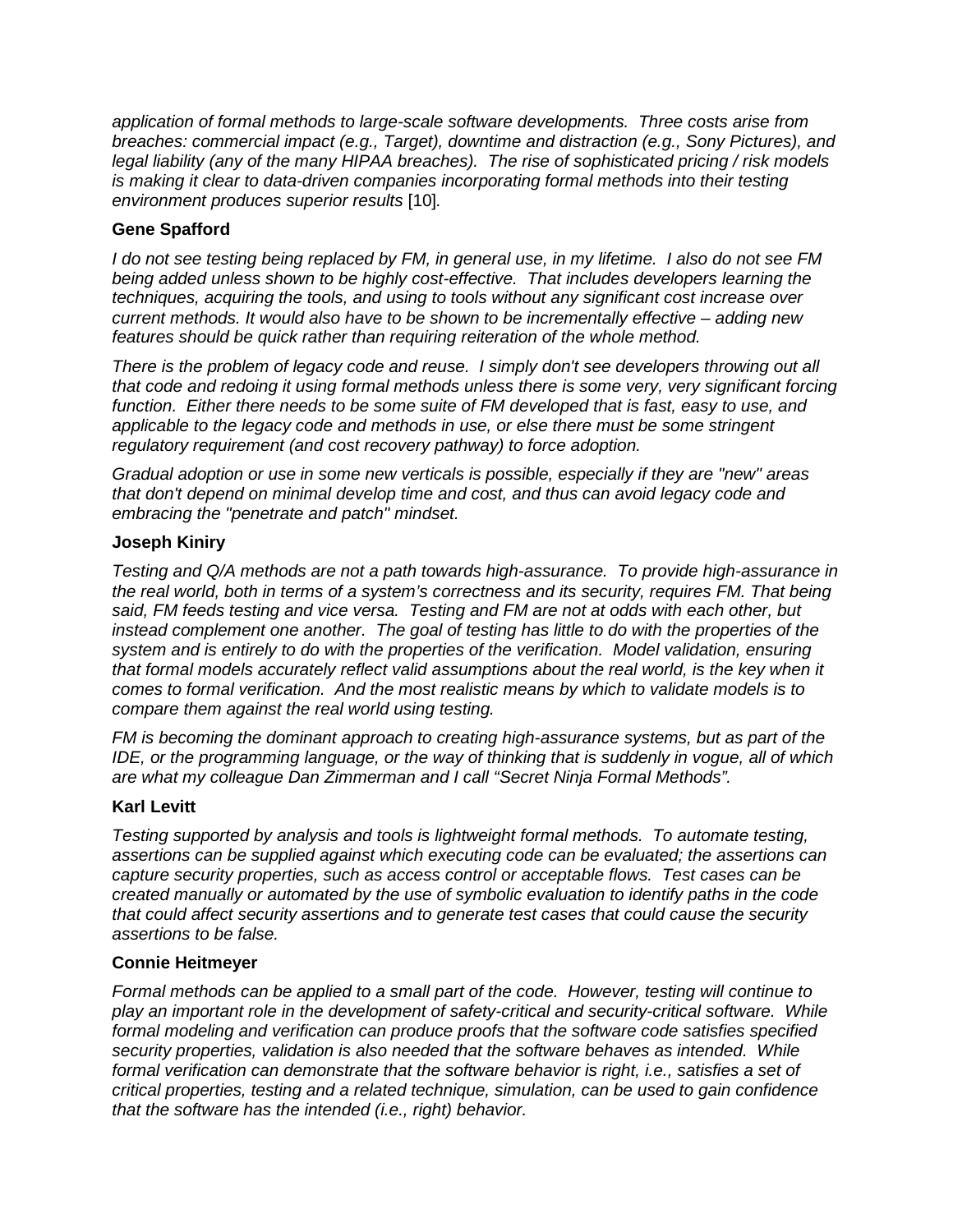*application of formal methods to large-scale software developments. Three costs arise from breaches: commercial impact (e.g., Target), downtime and distraction (e.g., Sony Pictures), and legal liability (any of the many HIPAA breaches). The rise of sophisticated pricing / risk models is making it clear to data-driven companies incorporating formal methods into their testing environment produces superior results* [10]*.*

**Gene Spafford**

*I do not see testing being replaced by FM, in general use, in my lifetime. I also do not see FM being added unless shown to be highly cost-effective. That includes developers learning the techniques, acquiring the tools, and using to tools without any significant cost increase over current methods. It would also have to be shown to be incrementally effective – adding new features should be quick rather than requiring reiteration of the whole method.*

*There is the problem of legacy code and reuse. I simply don't see developers throwing out all that code and redoing it using formal methods unless there is some very, very significant forcing function. Either there needs to be some suite of FM developed that is fast, easy to use, and applicable to the legacy code and methods in use, or else there must be some stringent regulatory requirement (and cost recovery pathway) to force adoption.*

*Gradual adoption or use in some new verticals is possible, especially if they are "new" areas that don't depend on minimal develop time and cost, and thus can avoid legacy code and embracing the "penetrate and patch" mindset.*

**Joseph Kiniry**

*Testing and Q/A methods are not a path towards high-assurance. To provide high-assurance in the real world, both in terms of a system's correctness and its security, requires FM. That being said, FM feeds testing and vice versa. Testing and FM are not at odds with each other, but instead complement one another. The goal of testing has little to do with the properties of the system and is entirely to do with the properties of the verification. Model validation, ensuring that formal models accurately reflect valid assumptions about the real world, is the key when it comes to formal verification. And the most realistic means by which to validate models is to compare them against the real world using testing.*

*FM is becoming the dominant approach to creating high-assurance systems, but as part of the IDE, or the programming language, or the way of thinking that is suddenly in vogue, all of which are what my colleague Dan Zimmerman and I call "Secret Ninja Formal Methods".*

**Karl Levitt**

*Testing supported by analysis and tools is lightweight formal methods. To automate testing, assertions can be supplied against which executing code can be evaluated; the assertions can capture security properties, such as access control or acceptable flows. Test cases can be created manually or automated by the use of symbolic evaluation to identify paths in the code that could affect security assertions and to generate test cases that could cause the security assertions to be false.*

**Connie Heitmeyer**

*Formal methods can be applied to a small part of the code. However, testing will continue to play an important role in the development of safety-critical and security-critical software. While formal modeling and verification can produce proofs that the software code satisfies specified security properties, validation is also needed that the software behaves as intended. While formal verification can demonstrate that the software behavior is right, i.e., satisfies a set of critical properties, testing and a related technique, simulation, can be used to gain confidence that the software has the intended (i.e., right) behavior.*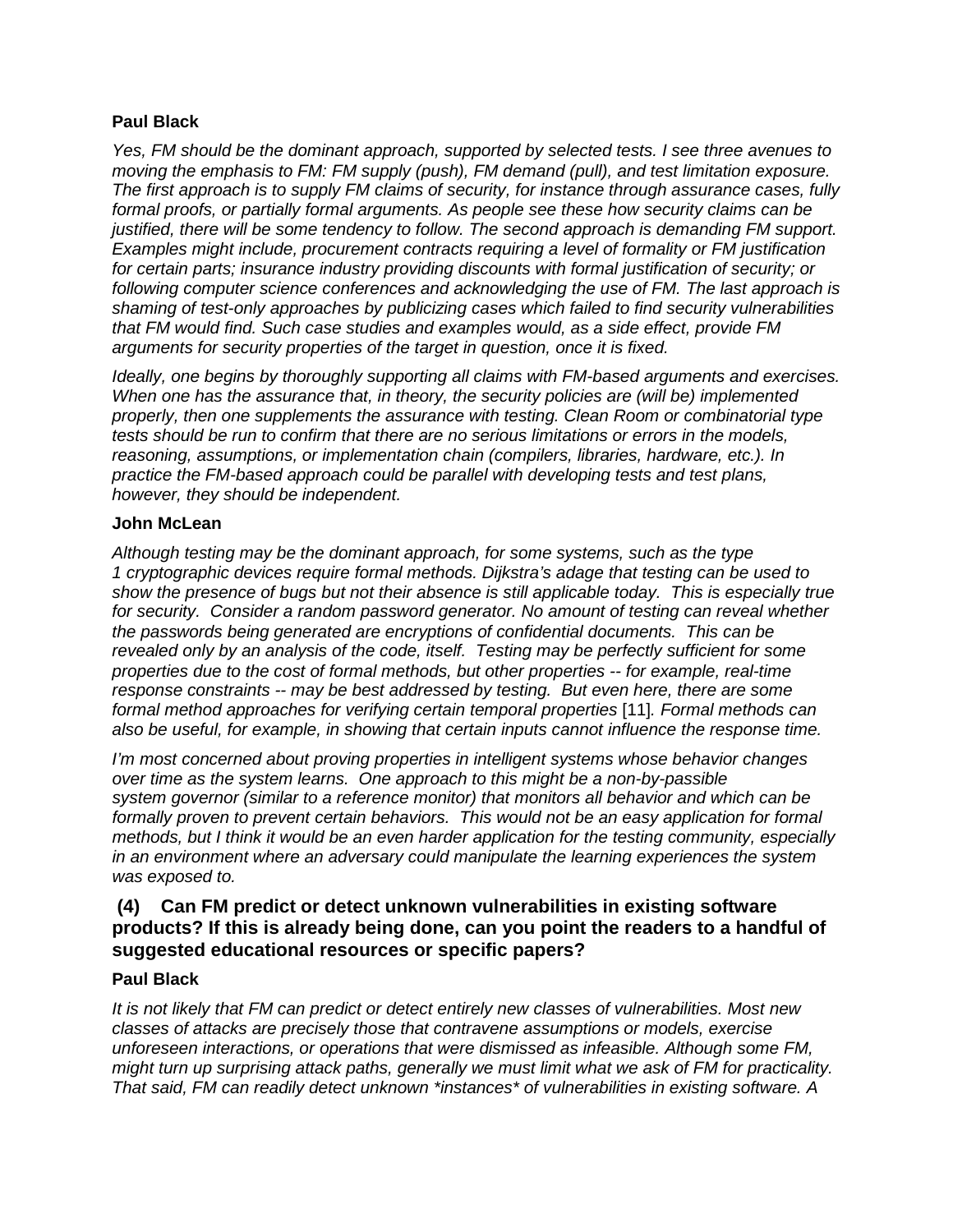**Paul Black**

*Yes, FM should be the dominant approach, supported by selected tests. I see three avenues to moving the emphasis to FM: FM supply (push), FM demand (pull), and test limitation exposure. The first approach is to supply FM claims of security, for instance through assurance cases, fully formal proofs, or partially formal arguments. As people see these how security claims can be justified, there will be some tendency to follow. The second approach is demanding FM support. Examples might include, procurement contracts requiring a level of formality or FM justification for certain parts; insurance industry providing discounts with formal justification of security; or following computer science conferences and acknowledging the use of FM. The last approach is shaming of test-only approaches by publicizing cases which failed to find security vulnerabilities that FM would find. Such case studies and examples would, as a side effect, provide FM arguments for security properties of the target in question, once it is fixed.*

*Ideally, one begins by thoroughly supporting all claims with FM-based arguments and exercises. When one has the assurance that, in theory, the security policies are (will be) implemented properly, then one supplements the assurance with testing. Clean Room or combinatorial type tests should be run to confirm that there are no serious limitations or errors in the models, reasoning, assumptions, or implementation chain (compilers, libraries, hardware, etc.). In practice the FM-based approach could be parallel with developing tests and test plans, however, they should be independent.*

**John McLean**

*Although testing may be the dominant approach, for some systems, such as the type 1 cryptographic devices require formal methods. Dijkstra's adage that testing can be used to show the presence of bugs but not their absence is still applicable today. This is especially true for security. Consider a random password generator. No amount of testing can reveal whether the passwords being generated are encryptions of confidential documents. This can be revealed only by an analysis of the code, itself. Testing may be perfectly sufficient for some properties due to the cost of formal methods, but other properties -- for example, real-time response constraints -- may be best addressed by testing. But even here, there are some formal method approaches for verifying certain temporal properties* [11]*. Formal methods can also be useful, for example, in showing that certain inputs cannot influence the response time.*

*I'm most concerned about proving properties in intelligent systems whose behavior changes over time as the system learns. One approach to this might be a non-by-passible system governor (similar to a reference monitor) that monitors all behavior and which can be formally proven to prevent certain behaviors. This would not be an easy application for formal methods, but I think it would be an even harder application for the testing community, especially in an environment where an adversary could manipulate the learning experiences the system was exposed to.*

### (4) Can FM predict or detect unknown vulnerabilities in existing software products? If this is already being done, can you point the readers to a handful of suggested educational resources or specific papers?

**Paul Black**

*It is not likely that FM can predict or detect entirely new classes of vulnerabilities. Most new classes of attacks are precisely those that contravene assumptions or models, exercise unforeseen interactions, or operations that were dismissed as infeasible. Although some FM, might turn up surprising attack paths, generally we must limit what we ask of FM for practicality. That said, FM can readily detect unknown \*instances\* of vulnerabilities in existing software. A*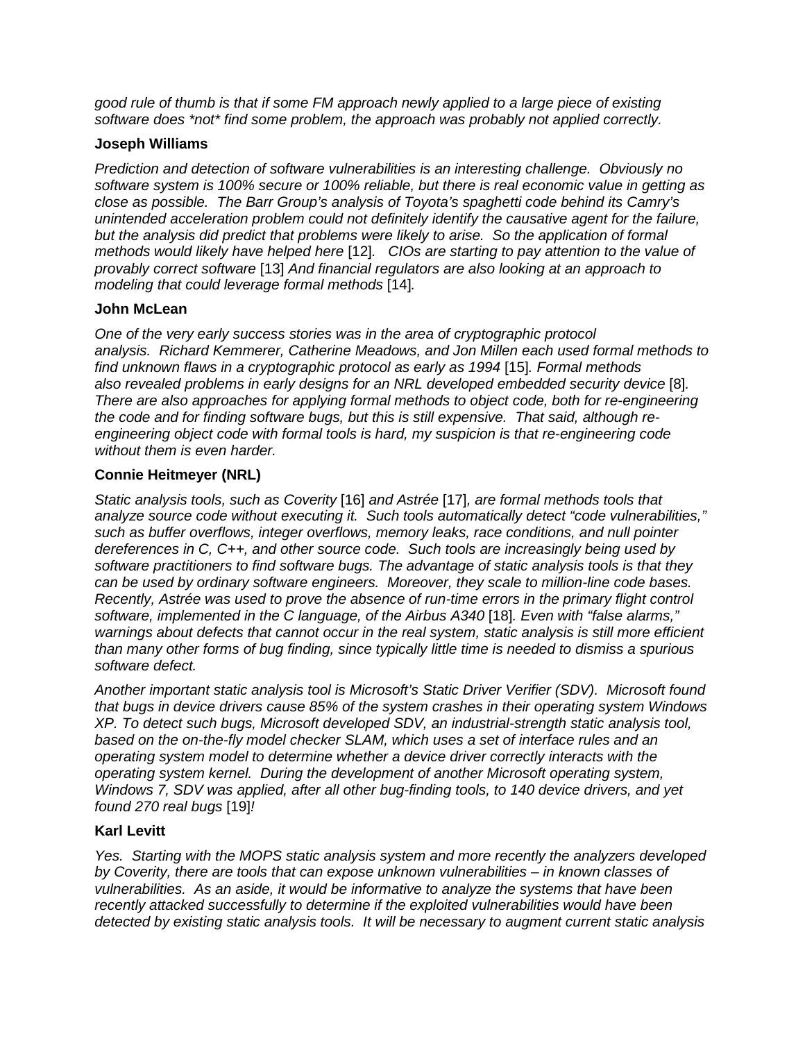*good rule of thumb is that if some FM approach newly applied to a large piece of existing software does *not* find some problem, the approach was probably not applied correctly.*

**Joseph Williams**

*Prediction and detection of software vulnerabilities is an interesting challenge. Obviously no software system is 100% secure or 100% reliable, but there is real economic value in getting as close as possible. The Barr Group's analysis of Toyota's spaghetti code behind its Camry's unintended acceleration problem could not definitely identify the causative agent for the failure, but the analysis did predict that problems were likely to arise. So the application of formal methods would likely have helped here* [12]*. CIOs are starting to pay attention to the value of provably correct software* [13] *And financial regulators are also looking at an approach to modeling that could leverage formal methods* [14]*.*

**John McLean**

*One of the very early success stories was in the area of cryptographic protocol analysis. Richard Kemmerer, Catherine Meadows, and Jon Millen each used formal methods to find unknown flaws in a cryptographic protocol as early as 1994* [15]*. Formal methods also revealed problems in early designs for an NRL developed embedded security device* [8]*. There are also approaches for applying formal methods to object code, both for re-engineering the code and for finding software bugs, but this is still expensive. That said, although re-engineering object code with formal tools is hard, my suspicion is that re-engineering code without them is even harder.*

**Connie Heitmeyer (NRL)**

*Static analysis tools, such as Coverity* [16] *and Astrée* [17]*, are formal methods tools that analyze source code without executing it. Such tools automatically detect "code vulnerabilities," such as buffer overflows, integer overflows, memory leaks, race conditions, and null pointer dereferences in C, C++, and other source code. Such tools are increasingly being used by software practitioners to find software bugs. The advantage of static analysis tools is that they can be used by ordinary software engineers. Moreover, they scale to million-line code bases. Recently, Astrée was used to prove the absence of run-time errors in the primary flight control software, implemented in the C language, of the Airbus A340* [18]*. Even with "false alarms," warnings about defects that cannot occur in the real system, static analysis is still more efficient than many other forms of bug finding, since typically little time is needed to dismiss a spurious software defect.*

*Another important static analysis tool is Microsoft's Static Driver Verifier (SDV). Microsoft found that bugs in device drivers cause 85% of the system crashes in their operating system Windows XP. To detect such bugs, Microsoft developed SDV, an industrial-strength static analysis tool, based on the on-the-fly model checker SLAM, which uses a set of interface rules and an operating system model to determine whether a device driver correctly interacts with the operating system kernel. During the development of another Microsoft operating system, Windows 7, SDV was applied, after all other bug-finding tools, to 140 device drivers, and yet found 270 real bugs* [19]*!*

**Karl Levitt**

*Yes. Starting with the MOPS static analysis system and more recently the analyzers developed by Coverity, there are tools that can expose unknown vulnerabilities – in known classes of vulnerabilities. As an aside, it would be informative to analyze the systems that have been recently attacked successfully to determine if the exploited vulnerabilities would have been detected by existing static analysis tools. It will be necessary to augment current static analysis*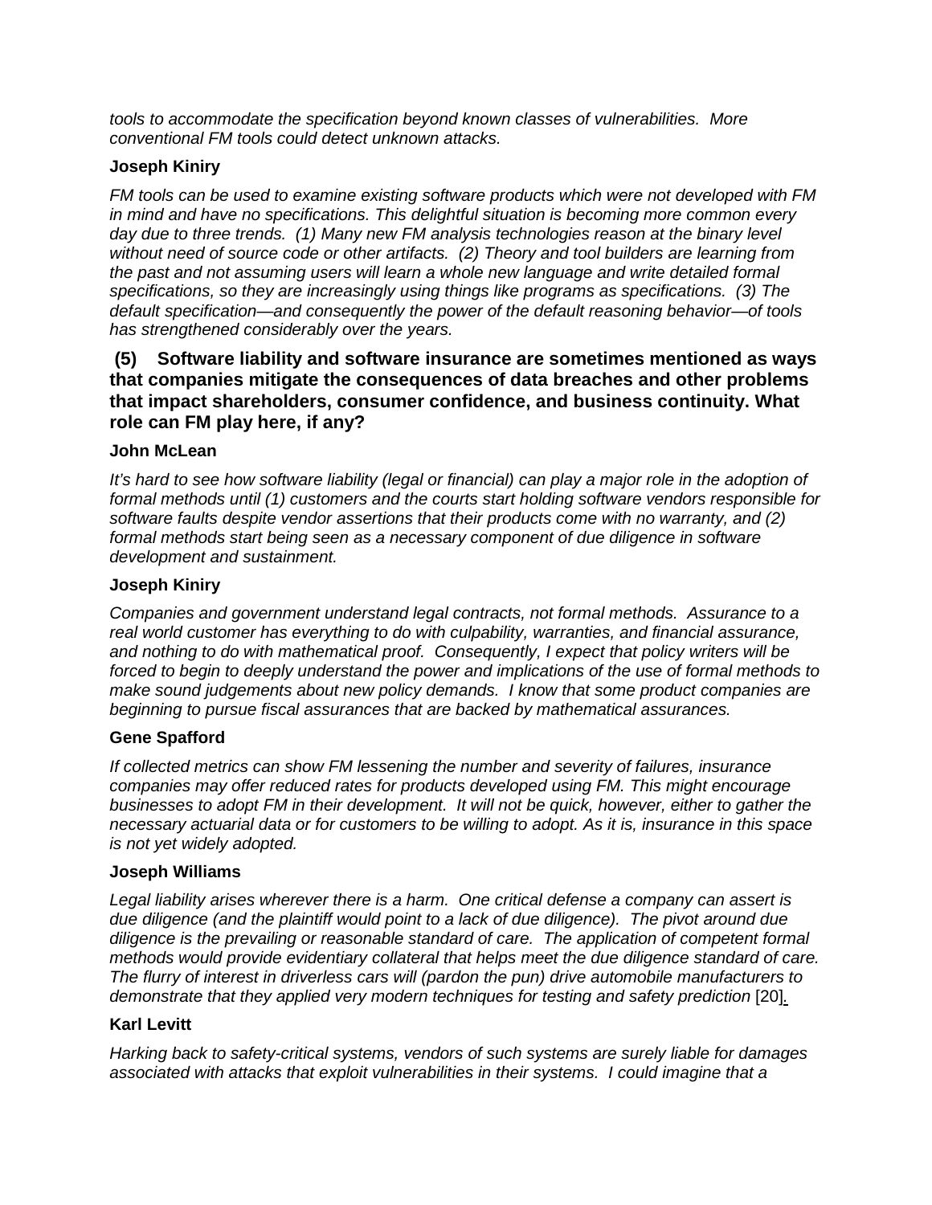*tools to accommodate the specification beyond known classes of vulnerabilities. More conventional FM tools could detect unknown attacks.*

**Joseph Kiniry**

*FM tools can be used to examine existing software products which were not developed with FM in mind and have no specifications. This delightful situation is becoming more common every day due to three trends. (1) Many new FM analysis technologies reason at the binary level without need of source code or other artifacts. (2) Theory and tool builders are learning from the past and not assuming users will learn a whole new language and write detailed formal specifications, so they are increasingly using things like programs as specifications. (3) The default specification—and consequently the power of the default reasoning behavior—of tools has strengthened considerably over the years.*

### (5) Software liability and software insurance are sometimes mentioned as ways that companies mitigate the consequences of data breaches and other problems that impact shareholders, consumer confidence, and business continuity. What role can FM play here, if any?

**John McLean**

*It's hard to see how software liability (legal or financial) can play a major role in the adoption of formal methods until (1) customers and the courts start holding software vendors responsible for software faults despite vendor assertions that their products come with no warranty, and (2) formal methods start being seen as a necessary component of due diligence in software development and sustainment.*

**Joseph Kiniry**

*Companies and government understand legal contracts, not formal methods. Assurance to a real world customer has everything to do with culpability, warranties, and financial assurance, and nothing to do with mathematical proof. Consequently, I expect that policy writers will be forced to begin to deeply understand the power and implications of the use of formal methods to make sound judgements about new policy demands. I know that some product companies are beginning to pursue fiscal assurances that are backed by mathematical assurances.*

**Gene Spafford**

*If collected metrics can show FM lessening the number and severity of failures, insurance companies may offer reduced rates for products developed using FM. This might encourage businesses to adopt FM in their development. It will not be quick, however, either to gather the necessary actuarial data or for customers to be willing to adopt. As it is, insurance in this space is not yet widely adopted.*

**Joseph Williams**

*Legal liability arises wherever there is a harm. One critical defense a company can assert is due diligence (and the plaintiff would point to a lack of due diligence). The pivot around due diligence is the prevailing or reasonable standard of care. The application of competent formal methods would provide evidentiary collateral that helps meet the due diligence standard of care. The flurry of interest in driverless cars will (pardon the pun) drive automobile manufacturers to demonstrate that they applied very modern techniques for testing and safety prediction* [20].

**Karl Levitt**

*Harking back to safety-critical systems, vendors of such systems are surely liable for damages associated with attacks that exploit vulnerabilities in their systems. I could imagine that a*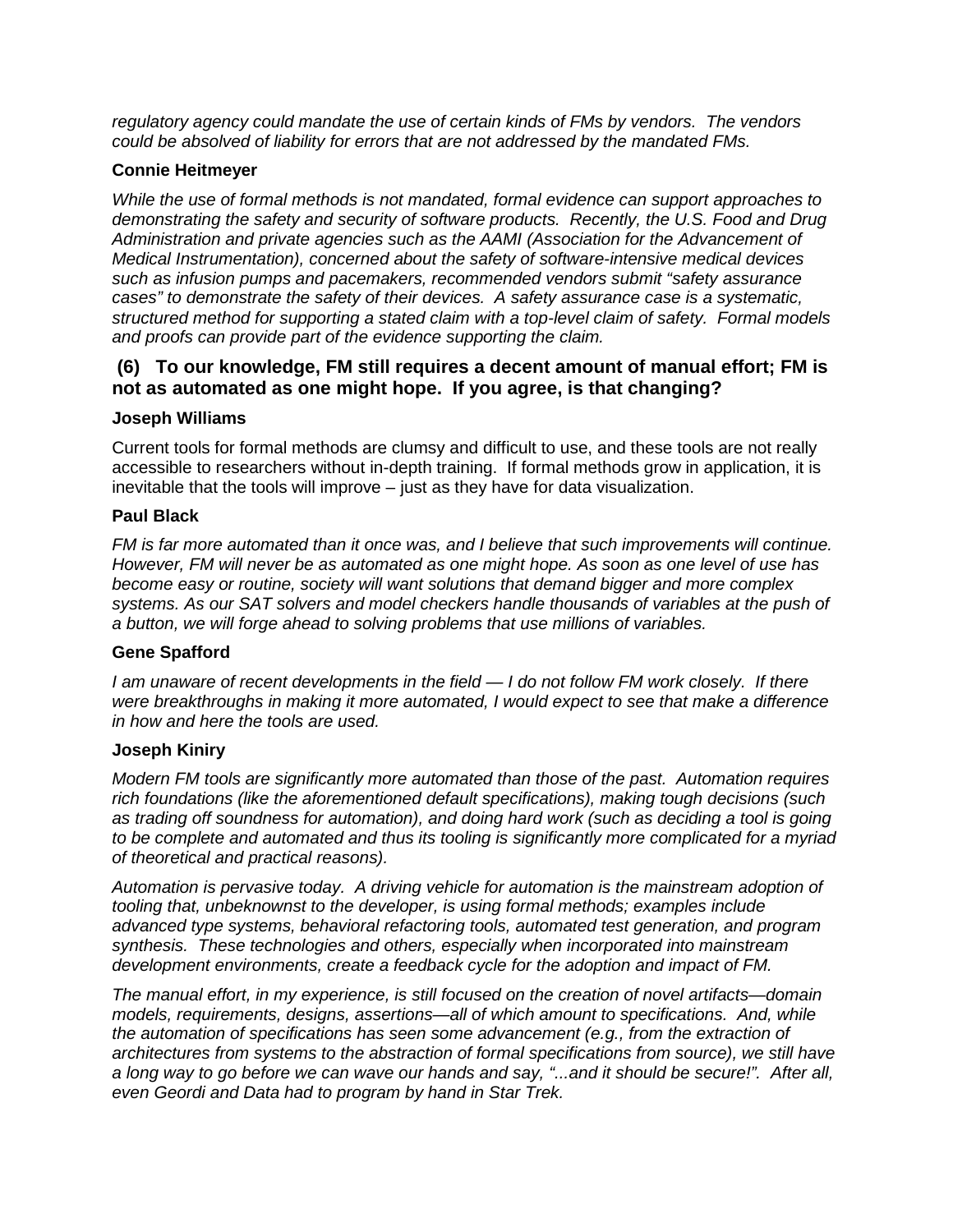*regulatory agency could mandate the use of certain kinds of FMs by vendors. The vendors could be absolved of liability for errors that are not addressed by the mandated FMs.*

**Connie Heitmeyer**

*While the use of formal methods is not mandated, formal evidence can support approaches to demonstrating the safety and security of software products. Recently, the U.S. Food and Drug Administration and private agencies such as the AAMI (Association for the Advancement of Medical Instrumentation), concerned about the safety of software-intensive medical devices such as infusion pumps and pacemakers, recommended vendors submit "safety assurance cases" to demonstrate the safety of their devices. A safety assurance case is a systematic, structured method for supporting a stated claim with a top-level claim of safety. Formal models and proofs can provide part of the evidence supporting the claim.*

### (6) To our knowledge, FM still requires a decent amount of manual effort; FM is not as automated as one might hope. If you agree, is that changing?

**Joseph Williams**

Current tools for formal methods are clumsy and difficult to use, and these tools are not really accessible to researchers without in-depth training. If formal methods grow in application, it is inevitable that the tools will improve – just as they have for data visualization.

**Paul Black**

*FM is far more automated than it once was, and I believe that such improvements will continue. However, FM will never be as automated as one might hope. As soon as one level of use has become easy or routine, society will want solutions that demand bigger and more complex systems. As our SAT solvers and model checkers handle thousands of variables at the push of a button, we will forge ahead to solving problems that use millions of variables.*

**Gene Spafford**

*I am unaware of recent developments in the field — I do not follow FM work closely. If there were breakthroughs in making it more automated, I would expect to see that make a difference in how and here the tools are used.*

**Joseph Kiniry**

*Modern FM tools are significantly more automated than those of the past. Automation requires rich foundations (like the aforementioned default specifications), making tough decisions (such as trading off soundness for automation), and doing hard work (such as deciding a tool is going to be complete and automated and thus its tooling is significantly more complicated for a myriad of theoretical and practical reasons).*

*Automation is pervasive today. A driving vehicle for automation is the mainstream adoption of tooling that, unbeknownst to the developer, is using formal methods; examples include advanced type systems, behavioral refactoring tools, automated test generation, and program synthesis. These technologies and others, especially when incorporated into mainstream development environments, create a feedback cycle for the adoption and impact of FM.*

*The manual effort, in my experience, is still focused on the creation of novel artifacts—domain models, requirements, designs, assertions—all of which amount to specifications. And, while the automation of specifications has seen some advancement (e.g., from the extraction of architectures from systems to the abstraction of formal specifications from source), we still have a long way to go before we can wave our hands and say, "...and it should be secure!". After all, even Geordi and Data had to program by hand in Star Trek.*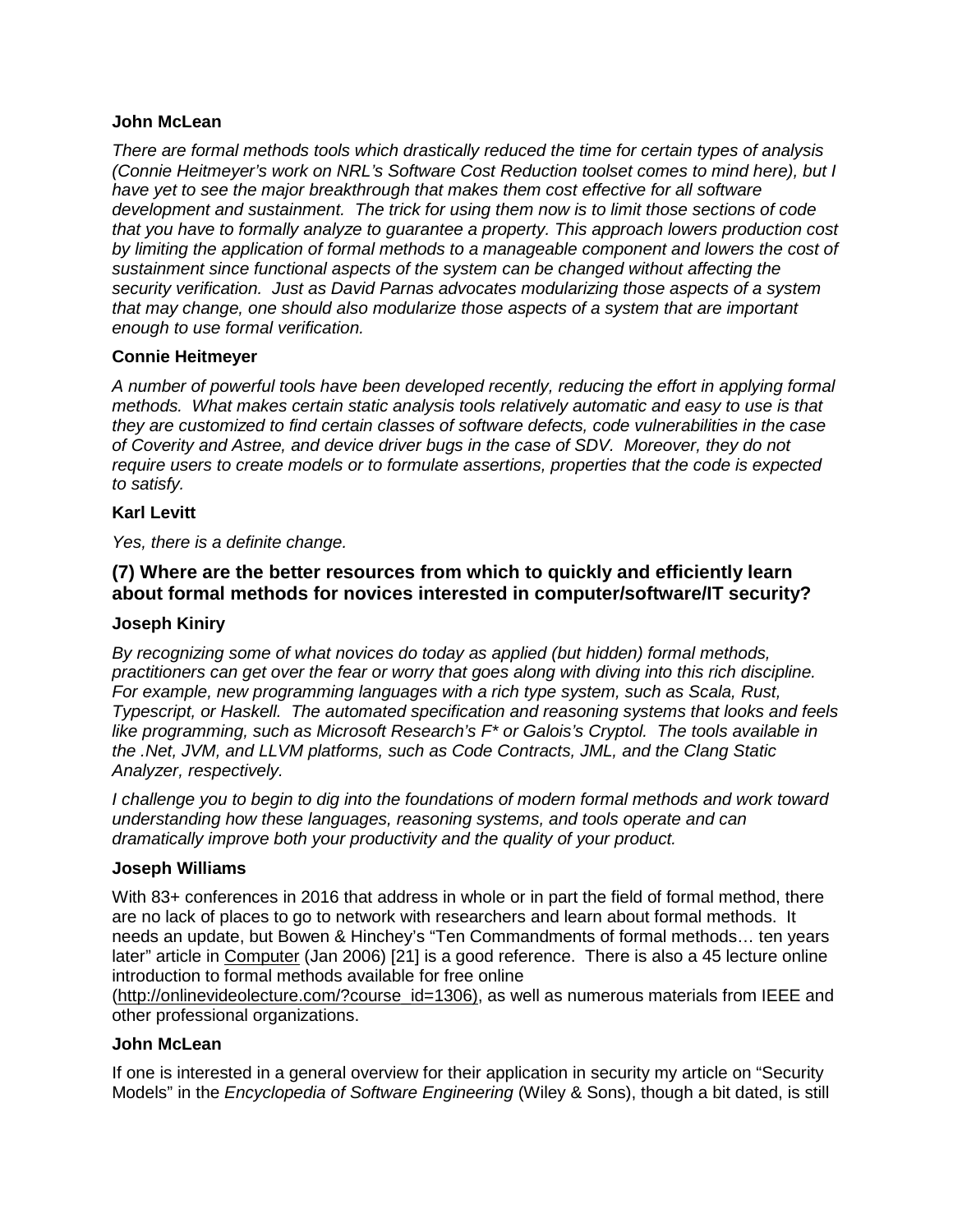**John McLean**

*There are formal methods tools which drastically reduced the time for certain types of analysis (Connie Heitmeyer's work on NRL's Software Cost Reduction toolset comes to mind here), but I have yet to see the major breakthrough that makes them cost effective for all software development and sustainment. The trick for using them now is to limit those sections of code that you have to formally analyze to guarantee a property. This approach lowers production cost by limiting the application of formal methods to a manageable component and lowers the cost of sustainment since functional aspects of the system can be changed without affecting the security verification. Just as David Parnas advocates modularizing those aspects of a system that may change, one should also modularize those aspects of a system that are important enough to use formal verification.*

**Connie Heitmeyer**

*A number of powerful tools have been developed recently, reducing the effort in applying formal methods. What makes certain static analysis tools relatively automatic and easy to use is that they are customized to find certain classes of software defects, code vulnerabilities in the case of Coverity and Astree, and device driver bugs in the case of SDV. Moreover, they do not require users to create models or to formulate assertions, properties that the code is expected to satisfy.*

**Karl Levitt**

*Yes, there is a definite change.*

### (7) Where are the better resources from which to quickly and efficiently learn about formal methods for novices interested in computer/software/IT security?

**Joseph Kiniry**

*By recognizing some of what novices do today as applied (but hidden) formal methods, practitioners can get over the fear or worry that goes along with diving into this rich discipline. For example, new programming languages with a rich type system, such as Scala, Rust, Typescript, or Haskell. The automated specification and reasoning systems that looks and feels like programming, such as Microsoft Research's F\* or Galois's Cryptol. The tools available in the .Net, JVM, and LLVM platforms, such as Code Contracts, JML, and the Clang Static Analyzer, respectively.*

*I challenge you to begin to dig into the foundations of modern formal methods and work toward understanding how these languages, reasoning systems, and tools operate and can dramatically improve both your productivity and the quality of your product.*

**Joseph Williams**

With 83+ conferences in 2016 that address in whole or in part the field of formal method, there are no lack of places to go to network with researchers and learn about formal methods. It needs an update, but Bowen & Hinchey's "Ten Commandments of formal methods… ten years later" article in Computer (Jan 2006) [21] is a good reference. There is also a 45 lecture online introduction to formal methods available for free online (http://onlinevideolecture.com/?course_id=1306), as well as numerous materials from IEEE and other professional organizations.

**John McLean**

If one is interested in a general overview for their application in security my article on "Security Models" in the *Encyclopedia of Software Engineering* (Wiley & Sons), though a bit dated, is still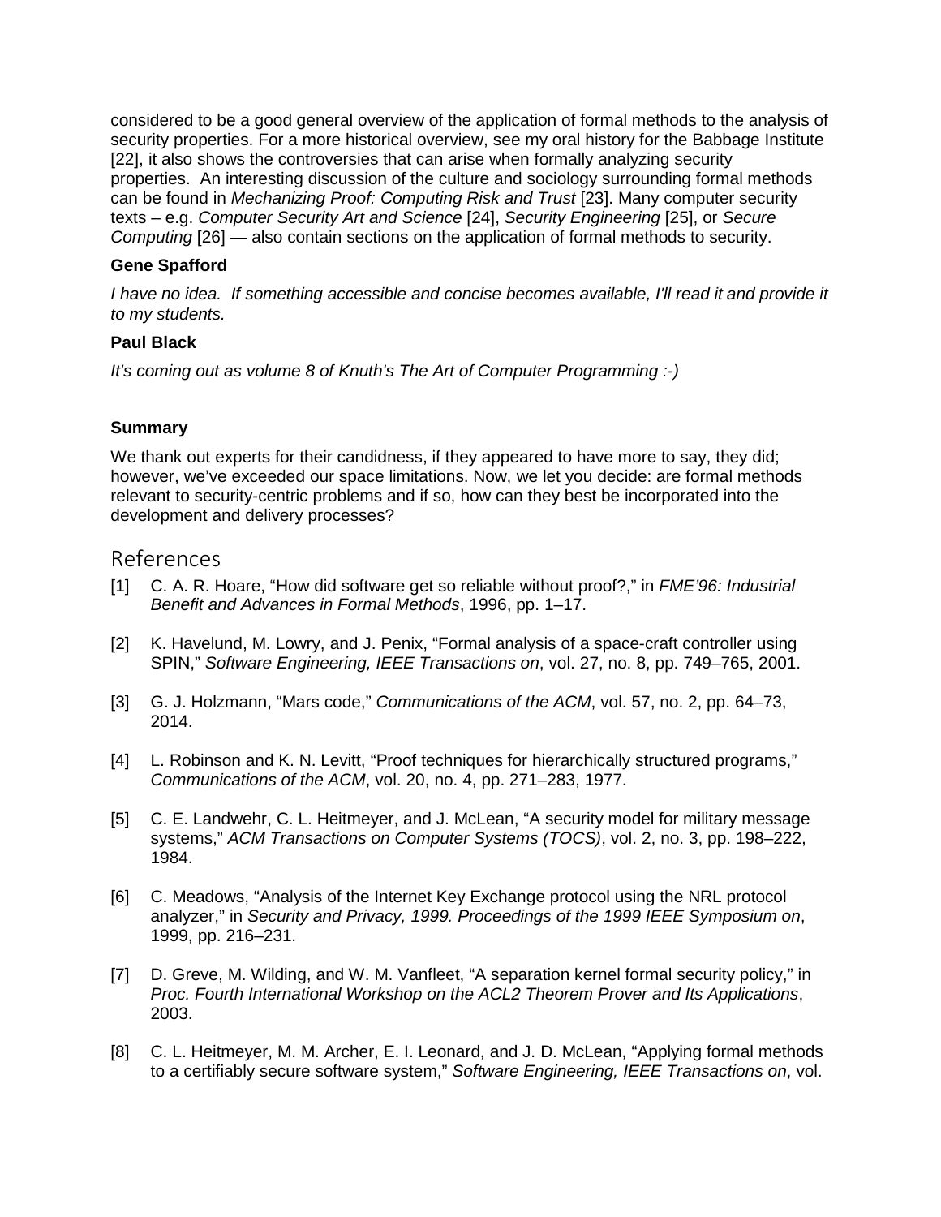considered to be a good general overview of the application of formal methods to the analysis of security properties. For a more historical overview, see my oral history for the Babbage Institute [22], it also shows the controversies that can arise when formally analyzing security properties. An interesting discussion of the culture and sociology surrounding formal methods can be found in *Mechanizing Proof: Computing Risk and Trust* [23]. Many computer security texts – e.g. *Computer Security Art and Science* [24], *Security Engineering* [25], or *Secure Computing* [26] — also contain sections on the application of formal methods to security.

**Gene Spafford**

*I have no idea. If something accessible and concise becomes available, I'll read it and provide it to my students.*

**Paul Black**

*It's coming out as volume 8 of Knuth's The Art of Computer Programming :-)*

**Summary**

We thank out experts for their candidness, if they appeared to have more to say, they did; however, we've exceeded our space limitations. Now, we let you decide: are formal methods relevant to security-centric problems and if so, how can they best be incorporated into the development and delivery processes?

## References

[1] C. A. R. Hoare, "How did software get so reliable without proof?," in *FME'96: Industrial Benefit and Advances in Formal Methods*, 1996, pp. 1–17.

[2] K. Havelund, M. Lowry, and J. Penix, "Formal analysis of a space-craft controller using SPIN," *Software Engineering, IEEE Transactions on*, vol. 27, no. 8, pp. 749–765, 2001.

[3] G. J. Holzmann, "Mars code," *Communications of the ACM*, vol. 57, no. 2, pp. 64–73, 2014.

[4] L. Robinson and K. N. Levitt, "Proof techniques for hierarchically structured programs," *Communications of the ACM*, vol. 20, no. 4, pp. 271–283, 1977.

[5] C. E. Landwehr, C. L. Heitmeyer, and J. McLean, "A security model for military message systems," *ACM Transactions on Computer Systems (TOCS)*, vol. 2, no. 3, pp. 198–222, 1984.

[6] C. Meadows, "Analysis of the Internet Key Exchange protocol using the NRL protocol analyzer," in *Security and Privacy, 1999. Proceedings of the 1999 IEEE Symposium on*, 1999, pp. 216–231.

[7] D. Greve, M. Wilding, and W. M. Vanfleet, "A separation kernel formal security policy," in *Proc. Fourth International Workshop on the ACL2 Theorem Prover and Its Applications*, 2003.

[8] C. L. Heitmeyer, M. M. Archer, E. I. Leonard, and J. D. McLean, "Applying formal methods to a certifiably secure software system," *Software Engineering, IEEE Transactions on*, vol.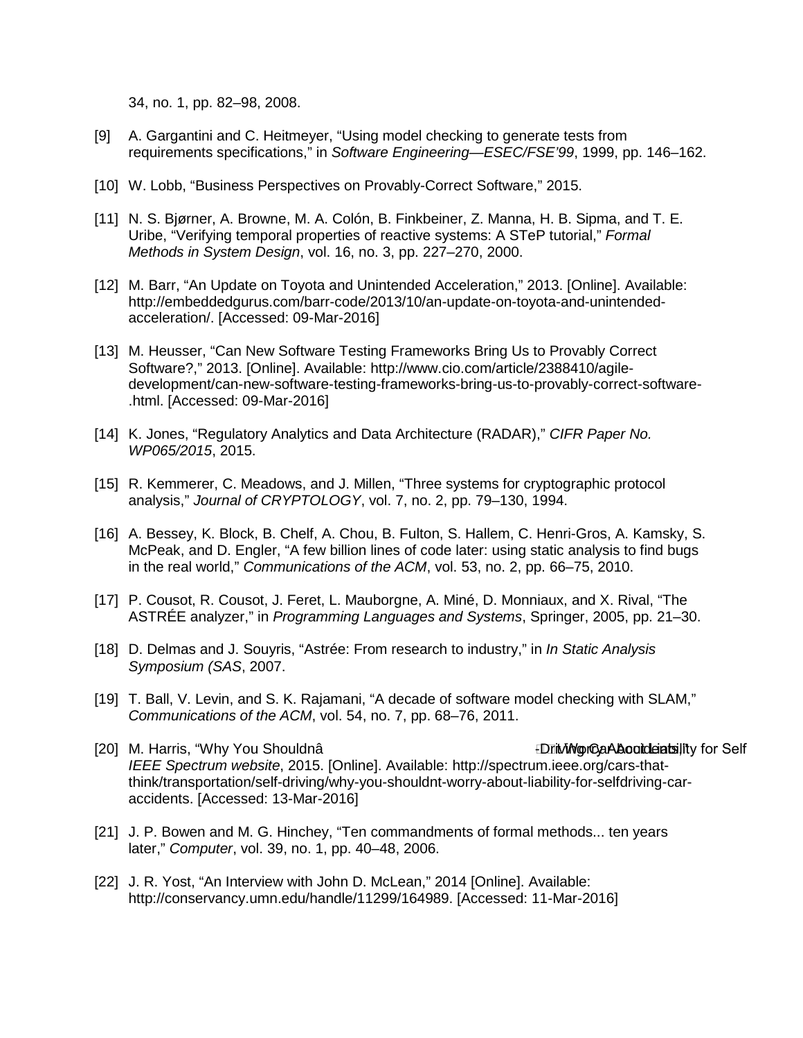34, no. 1, pp. 82–98, 2008.

[9] A. Gargantini and C. Heitmeyer, “Using model checking to generate tests from requirements specifications,” in *Software Engineering—ESEC/FSE’99*, 1999, pp. 146–162.

[10] W. Lobb, “Business Perspectives on Provably-Correct Software,” 2015.

[11] N. S. Bjørner, A. Browne, M. A. Colón, B. Finkbeiner, Z. Manna, H. B. Sipma, and T. E. Uribe, “Verifying temporal properties of reactive systems: A STeP tutorial,” *Formal Methods in System Design*, vol. 16, no. 3, pp. 227–270, 2000.

[12] M. Barr, “An Update on Toyota and Unintended Acceleration,” 2013. [Online]. Available: http://embeddedgurus.com/barr-code/2013/10/an-update-on-toyota-and-unintended-acceleration/. [Accessed: 09-Mar-2016]

[13] M. Heusser, “Can New Software Testing Frameworks Bring Us to Provably Correct Software?,” 2013. [Online]. Available: http://www.cio.com/article/2388410/agile-development/can-new-software-testing-frameworks-bring-us-to-provably-correct-software-.html. [Accessed: 09-Mar-2016]

[14] K. Jones, “Regulatory Analytics and Data Architecture (RADAR),” *CIFR Paper No. WP065/2015*, 2015.

[15] R. Kemmerer, C. Meadows, and J. Millen, “Three systems for cryptographic protocol analysis,” *Journal of CRYPTOLOGY*, vol. 7, no. 2, pp. 79–130, 1994.

[16] A. Bessey, K. Block, B. Chelf, A. Chou, B. Fulton, S. Hallem, C. Henri-Gros, A. Kamsky, S. McPeak, and D. Engler, “A few billion lines of code later: using static analysis to find bugs in the real world,” *Communications of the ACM*, vol. 53, no. 2, pp. 66–75, 2010.

[17] P. Cousot, R. Cousot, J. Feret, L. Mauborgne, A. Miné, D. Monniaux, and X. Rival, “The ASTRÉE analyzer,” in *Programming Languages and Systems*, Springer, 2005, pp. 21–30.

[18] D. Delmas and J. Souyris, “Astrée: From research to industry,” in *In Static Analysis Symposium (SAS*, 2007.

[19] T. Ball, V. Levin, and S. K. Rajamani, “A decade of software model checking with SLAM,” *Communications of the ACM*, vol. 54, no. 7, pp. 68–76, 2011.

[20] M. Harris, “Why You Shouldnâ Worry About Liability for Self Driving Car Accidents,” *IEEE Spectrum website*, 2015. [Online]. Available: http://spectrum.ieee.org/cars-that-think/transportation/self-driving/why-you-shouldnt-worry-about-liability-for-selfdriving-car-accidents. [Accessed: 13-Mar-2016]

[21] J. P. Bowen and M. G. Hinchey, “Ten commandments of formal methods... ten years later,” *Computer*, vol. 39, no. 1, pp. 40–48, 2006.

[22] J. R. Yost, “An Interview with John D. McLean,” 2014 [Online]. Available: http://conservancy.umn.edu/handle/11299/164989. [Accessed: 11-Mar-2016]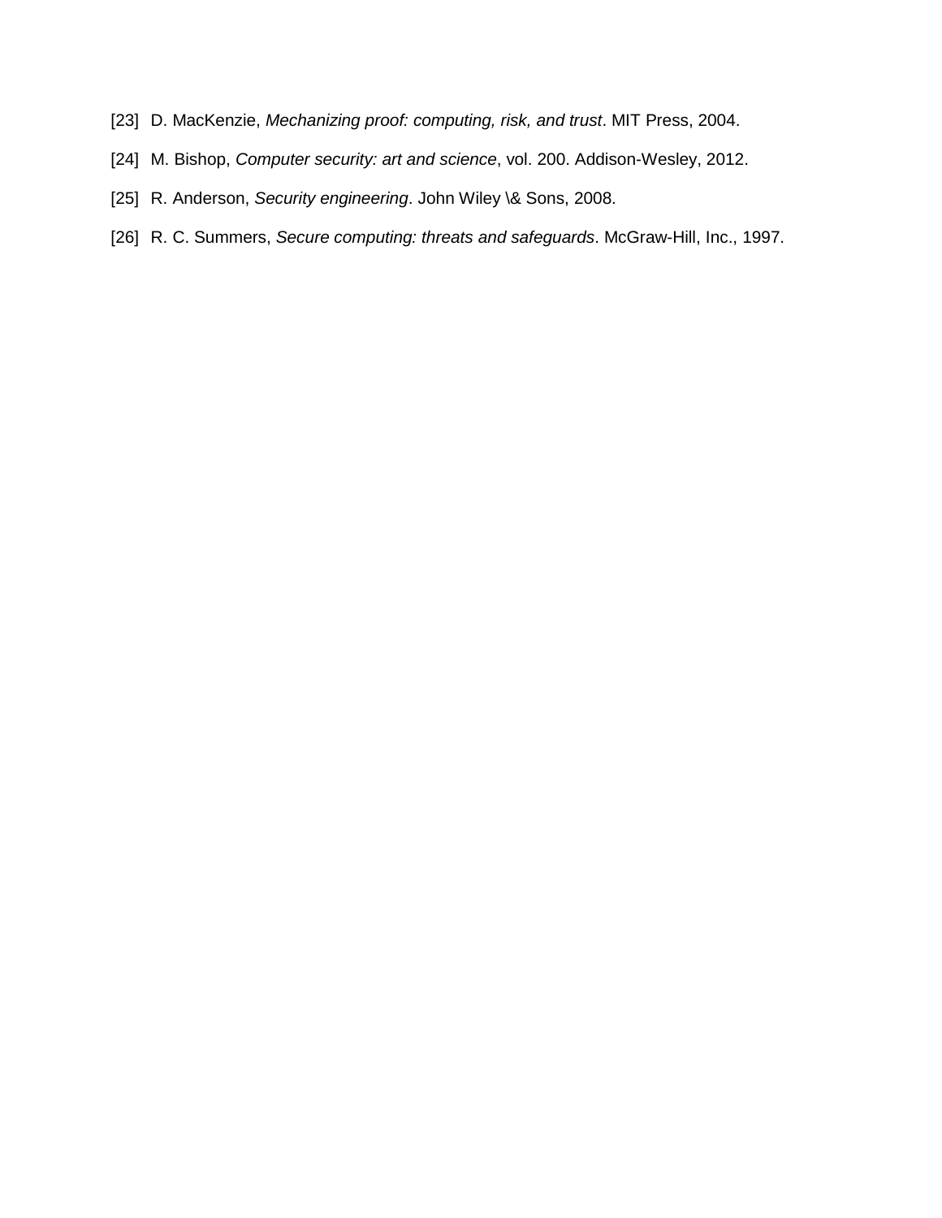[23] D. MacKenzie, *Mechanizing proof: computing, risk, and trust*. MIT Press, 2004.

[24] M. Bishop, *Computer security: art and science*, vol. 200. Addison-Wesley, 2012.

[25] R. Anderson, *Security engineering*. John Wiley \& Sons, 2008.

[26] R. C. Summers, *Secure computing: threats and safeguards*. McGraw-Hill, Inc., 1997.